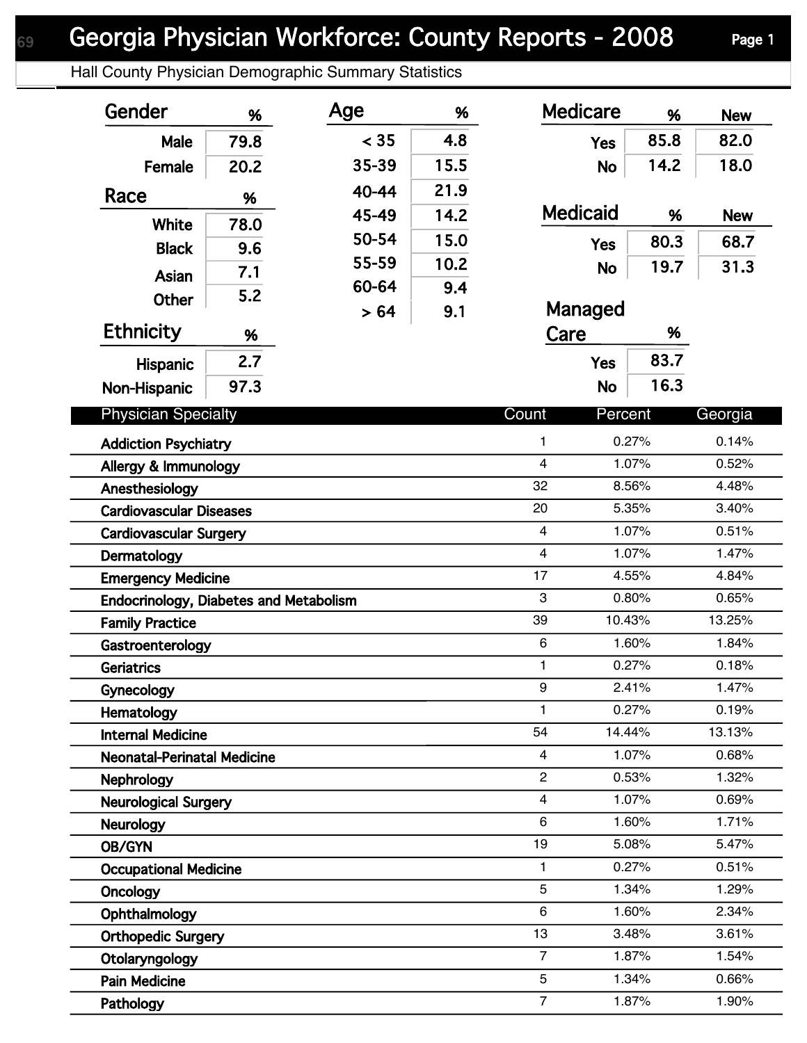# Georgia Physician Workforce: County Reports - 2008

## Hall County Physician Demographic Summary Statistics

### Gender

| Gender | % |
|---|---|
| Male | 79.8 |
| Female | 20.2 |

### Race

| Race | % |
|---|---|
| White | 78.0 |
| Black | 9.6 |
| Asian | 7.1 |
| Other | 5.2 |

### Ethnicity

| Ethnicity | % |
|---|---|
| Hispanic | 2.7 |
| Non-Hispanic | 97.3 |

### Age

| Age | % |
|---|---|
| < 35 | 4.8 |
| 35-39 | 15.5 |
| 40-44 | 21.9 |
| 45-49 | 14.2 |
| 50-54 | 15.0 |
| 55-59 | 10.2 |
| 60-64 | 9.4 |
| > 64 | 9.1 |

### Medicare

| Medicare | % | New |
|---|---|---|
| Yes | 85.8 | 82.0 |
| No | 14.2 | 18.0 |

### Medicaid

| Medicaid | % | New |
|---|---|---|
| Yes | 80.3 | 68.7 |
| No | 19.7 | 31.3 |

### Managed Care

| Managed Care | % |
|---|---|
| Yes | 83.7 |
| No | 16.3 |

### Physician Specialty

| Physician Specialty | Count | Percent | Georgia |
|---|---|---|---|
| Addiction Psychiatry | 1 | 0.27% | 0.14% |
| Allergy & Immunology | 4 | 1.07% | 0.52% |
| Anesthesiology | 32 | 8.56% | 4.48% |
| Cardiovascular Diseases | 20 | 5.35% | 3.40% |
| Cardiovascular Surgery | 4 | 1.07% | 0.51% |
| Dermatology | 4 | 1.07% | 1.47% |
| Emergency Medicine | 17 | 4.55% | 4.84% |
| Endocrinology, Diabetes and Metabolism | 3 | 0.80% | 0.65% |
| Family Practice | 39 | 10.43% | 13.25% |
| Gastroenterology | 6 | 1.60% | 1.84% |
| Geriatrics | 1 | 0.27% | 0.18% |
| Gynecology | 9 | 2.41% | 1.47% |
| Hematology | 1 | 0.27% | 0.19% |
| Internal Medicine | 54 | 14.44% | 13.13% |
| Neonatal-Perinatal Medicine | 4 | 1.07% | 0.68% |
| Nephrology | 2 | 0.53% | 1.32% |
| Neurological Surgery | 4 | 1.07% | 0.69% |
| Neurology | 6 | 1.60% | 1.71% |
| OB/GYN | 19 | 5.08% | 5.47% |
| Occupational Medicine | 1 | 0.27% | 0.51% |
| Oncology | 5 | 1.34% | 1.29% |
| Ophthalmology | 6 | 1.60% | 2.34% |
| Orthopedic Surgery | 13 | 3.48% | 3.61% |
| Otolaryngology | 7 | 1.87% | 1.54% |
| Pain Medicine | 5 | 1.34% | 0.66% |
| Pathology | 7 | 1.87% | 1.90% |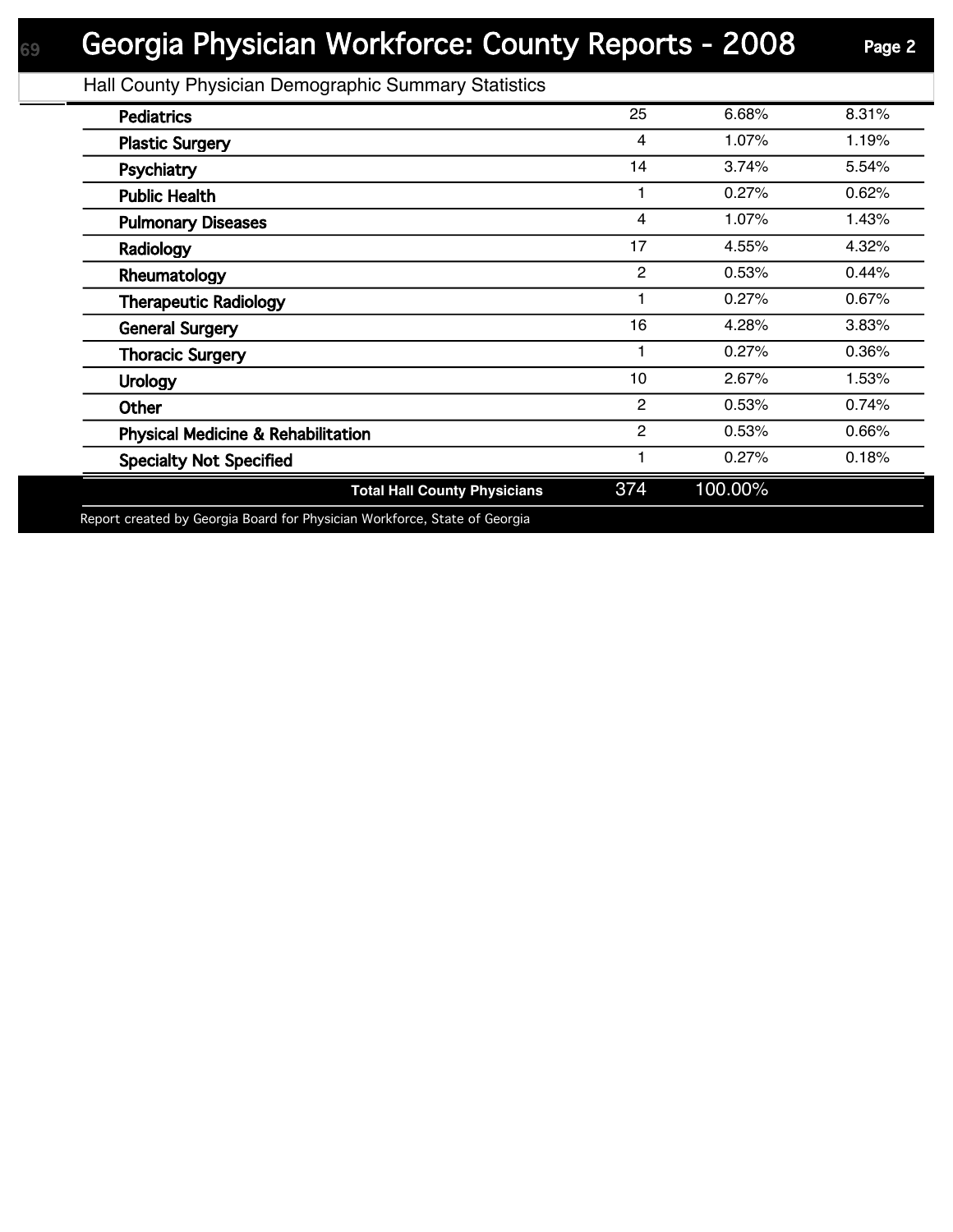Hall County Physician Demographic Summary Statistics

| | | | |
|---|---|---|---|
| Pediatrics | 25 | 6.68% | 8.31% |
| Plastic Surgery | 4 | 1.07% | 1.19% |
| Psychiatry | 14 | 3.74% | 5.54% |
| Public Health | 1 | 0.27% | 0.62% |
| Pulmonary Diseases | 4 | 1.07% | 1.43% |
| Radiology | 17 | 4.55% | 4.32% |
| Rheumatology | 2 | 0.53% | 0.44% |
| Therapeutic Radiology | 1 | 0.27% | 0.67% |
| General Surgery | 16 | 4.28% | 3.83% |
| Thoracic Surgery | 1 | 0.27% | 0.36% |
| Urology | 10 | 2.67% | 1.53% |
| Other | 2 | 0.53% | 0.74% |
| Physical Medicine & Rehabilitation | 2 | 0.53% | 0.66% |
| Specialty Not Specified | 1 | 0.27% | 0.18% |
| **Total Hall County Physicians** | 374 | 100.00% | |

Report created by Georgia Board for Physician Workforce, State of Georgia